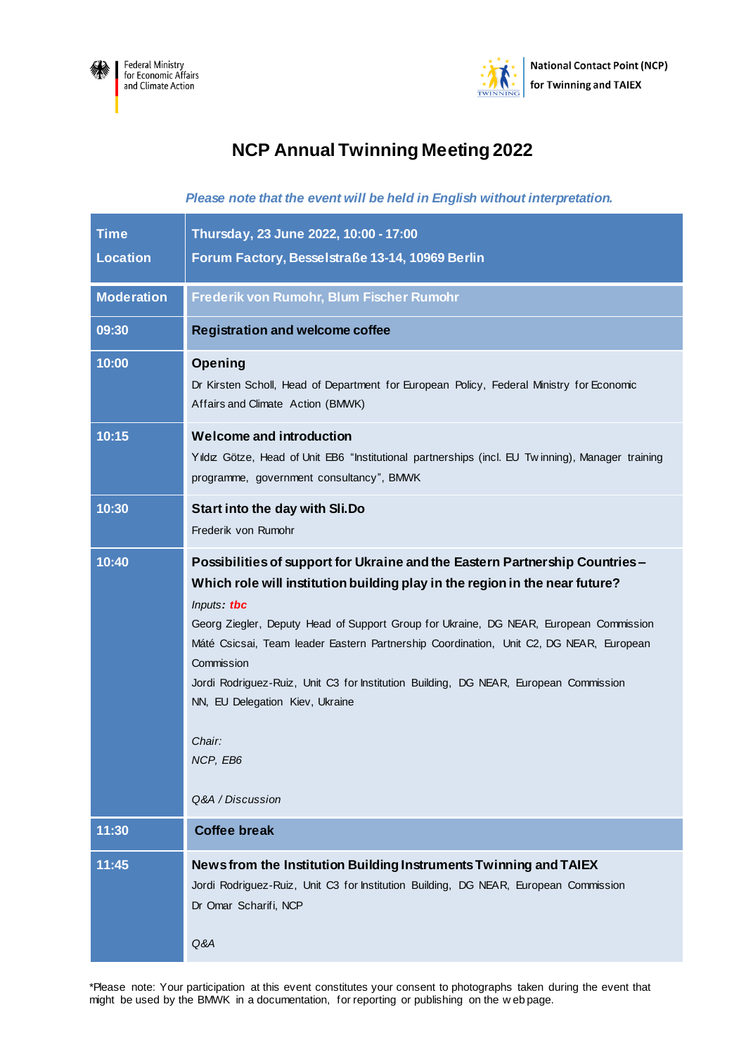Federal Ministry for Economic Affairs and Climate Action

National Contact Point (NCP) for Twinning and TAIEX

# NCP Annual Twinning Meeting 2022

*Please note that the event will be held in English without interpretation.*

| Time<br>Location | Thursday, 23 June 2022, 10:00 - 17:00<br>Forum Factory, Besselstraße 13-14, 10969 Berlin |
|---|---|
| Moderation | Frederik von Rumohr, Blum Fischer Rumohr |
| 09:30 | **Registration and welcome coffee** |
| 10:00 | **Opening**<br>Dr Kirsten Scholl, Head of Department for European Policy, Federal Ministry for Economic Affairs and Climate Action (BMWK) |
| 10:15 | **Welcome and introduction**<br>Yıldız Götze, Head of Unit EB6 "Institutional partnerships (incl. EU Twinning), Manager training programme, government consultancy", BMWK |
| 10:30 | **Start into the day with Sli.Do**<br>Frederik von Rumohr |
| 10:40 | **Possibilities of support for Ukraine and the Eastern Partnership Countries – Which role will institution building play in the region in the near future?**<br>*Inputs: tbc*<br>Georg Ziegler, Deputy Head of Support Group for Ukraine, DG NEAR, European Commission<br>Máté Csicsai, Team leader Eastern Partnership Coordination, Unit C2, DG NEAR, European Commission<br>Jordi Rodriguez-Ruiz, Unit C3 for Institution Building, DG NEAR, European Commission<br>NN, EU Delegation Kiev, Ukraine<br><br>*Chair:*<br>*NCP, EB6*<br><br>*Q&A / Discussion* |
| 11:30 | **Coffee break** |
| 11:45 | **News from the Institution Building Instruments Twinning and TAIEX**<br>Jordi Rodriguez-Ruiz, Unit C3 for Institution Building, DG NEAR, European Commission<br>Dr Omar Scharifi, NCP<br><br>*Q&A* |

*Please note: Your participation at this event constitutes your consent to photographs taken during the event that might be used by the BMWK in a documentation, for reporting or publishing on the web page.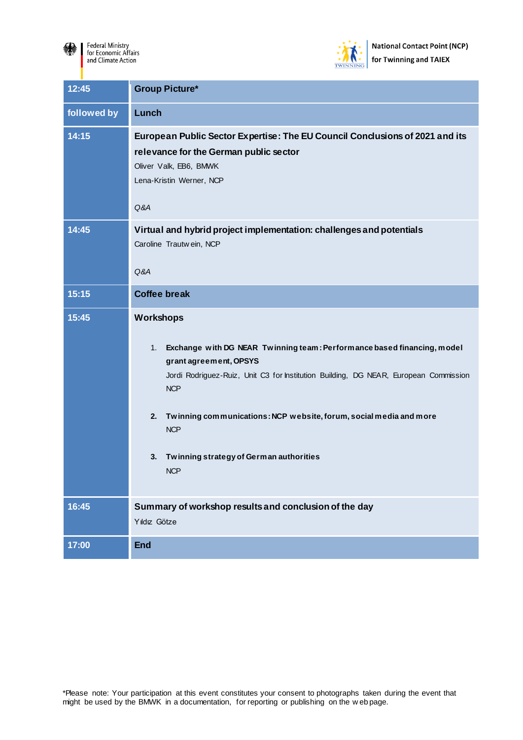| | |
|---|---|
| 12:45 | **Group Picture*** |
| followed by | **Lunch** |
| 14:15 | **European Public Sector Expertise: The EU Council Conclusions of 2021 and its relevance for the German public sector**<br>Oliver Valk, EB6, BMWK<br>Lena-Kristin Werner, NCP<br><br>*Q&A* |
| 14:45 | **Virtual and hybrid project implementation: challenges and potentials**<br>Caroline Trautwein, NCP<br><br>*Q&A* |
| 15:15 | **Coffee break** |
| 15:45 | **Workshops**<br><br>1. **Exchange with DG NEAR Twinning team: Performance based financing, model grant agreement, OPSYS**<br>Jordi Rodriguez-Ruiz, Unit C3 for Institution Building, DG NEAR, European Commission<br>NCP<br><br>2. **Twinning communications: NCP website, forum, social media and more**<br>NCP<br><br>3. **Twinning strategy of German authorities**<br>NCP |
| 16:45 | **Summary of workshop results and conclusion of the day**<br>Yıldız Götze |
| 17:00 | **End** |

*Please note: Your participation at this event constitutes your consent to photographs taken during the event that might be used by the BMWK in a documentation, for reporting or publishing on the webpage.